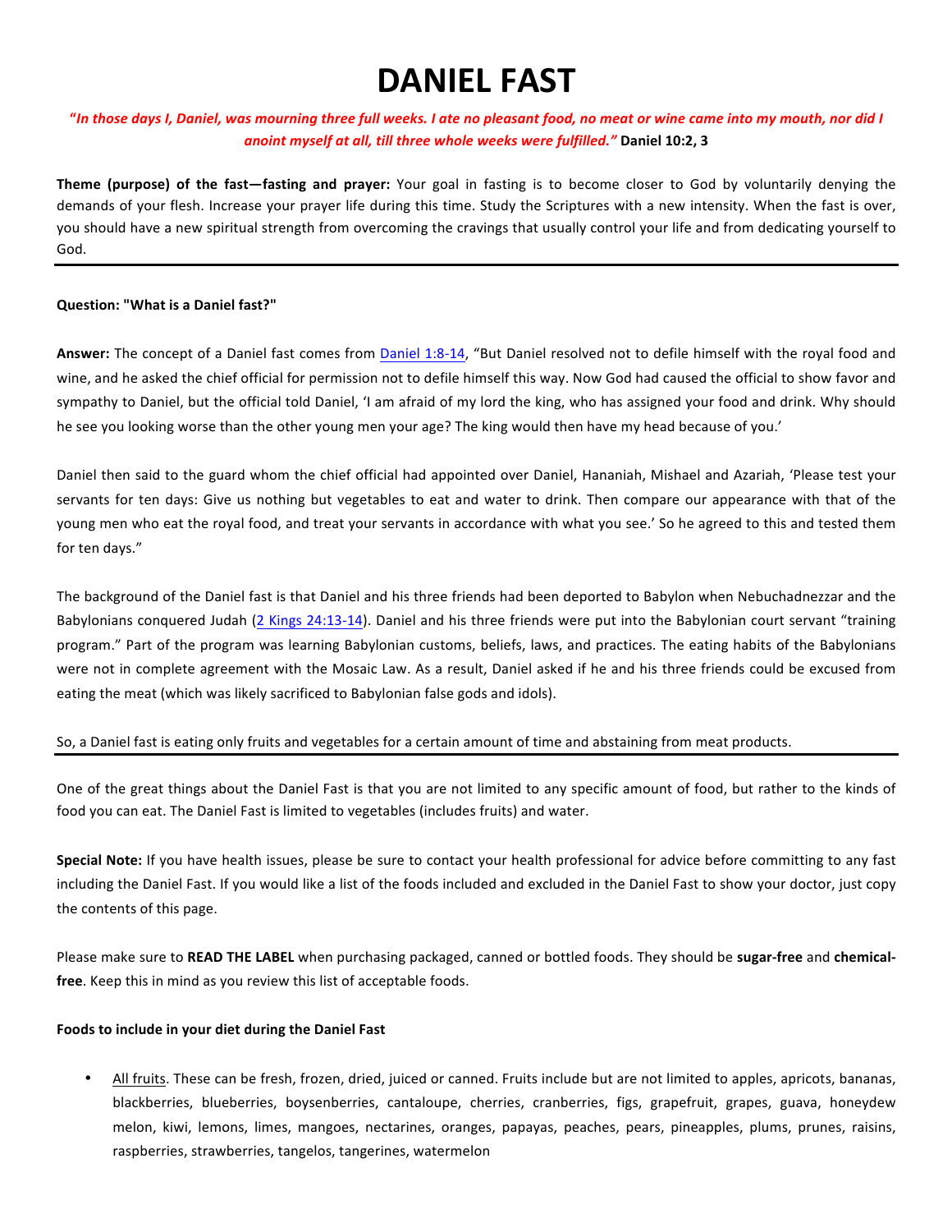# DANIEL FAST

***"In those days I, Daniel, was mourning three full weeks. I ate no pleasant food, no meat or wine came into my mouth, nor did I anoint myself at all, till three whole weeks were fulfilled."*** **Daniel 10:2, 3**

**Theme (purpose) of the fast—fasting and prayer:** Your goal in fasting is to become closer to God by voluntarily denying the demands of your flesh. Increase your prayer life during this time. Study the Scriptures with a new intensity. When the fast is over, you should have a new spiritual strength from overcoming the cravings that usually control your life and from dedicating yourself to God.

---

**Question: "What is a Daniel fast?"**

**Answer:** The concept of a Daniel fast comes from Daniel 1:8-14, "But Daniel resolved not to defile himself with the royal food and wine, and he asked the chief official for permission not to defile himself this way. Now God had caused the official to show favor and sympathy to Daniel, but the official told Daniel, 'I am afraid of my lord the king, who has assigned your food and drink. Why should he see you looking worse than the other young men your age? The king would then have my head because of you.'

Daniel then said to the guard whom the chief official had appointed over Daniel, Hananiah, Mishael and Azariah, 'Please test your servants for ten days: Give us nothing but vegetables to eat and water to drink. Then compare our appearance with that of the young men who eat the royal food, and treat your servants in accordance with what you see.' So he agreed to this and tested them for ten days."

The background of the Daniel fast is that Daniel and his three friends had been deported to Babylon when Nebuchadnezzar and the Babylonians conquered Judah (2 Kings 24:13-14). Daniel and his three friends were put into the Babylonian court servant "training program." Part of the program was learning Babylonian customs, beliefs, laws, and practices. The eating habits of the Babylonians were not in complete agreement with the Mosaic Law. As a result, Daniel asked if he and his three friends could be excused from eating the meat (which was likely sacrificed to Babylonian false gods and idols).

<u>So, a Daniel fast is eating only fruits and vegetables for a certain amount of time and abstaining from meat products.</u>

---

One of the great things about the Daniel Fast is that you are not limited to any specific amount of food, but rather to the kinds of food you can eat. The Daniel Fast is limited to vegetables (includes fruits) and water.

**Special Note:** If you have health issues, please be sure to contact your health professional for advice before committing to any fast including the Daniel Fast. If you would like a list of the foods included and excluded in the Daniel Fast to show your doctor, just copy the contents of this page.

Please make sure to **READ THE LABEL** when purchasing packaged, canned or bottled foods. They should be **sugar-free** and **chemical-free**. Keep this in mind as you review this list of acceptable foods.

**Foods to include in your diet during the Daniel Fast**

- <u>All fruits</u>. These can be fresh, frozen, dried, juiced or canned. Fruits include but are not limited to apples, apricots, bananas, blackberries, blueberries, boysenberries, cantaloupe, cherries, cranberries, figs, grapefruit, grapes, guava, honeydew melon, kiwi, lemons, limes, mangoes, nectarines, oranges, papayas, peaches, pears, pineapples, plums, prunes, raisins, raspberries, strawberries, tangelos, tangerines, watermelon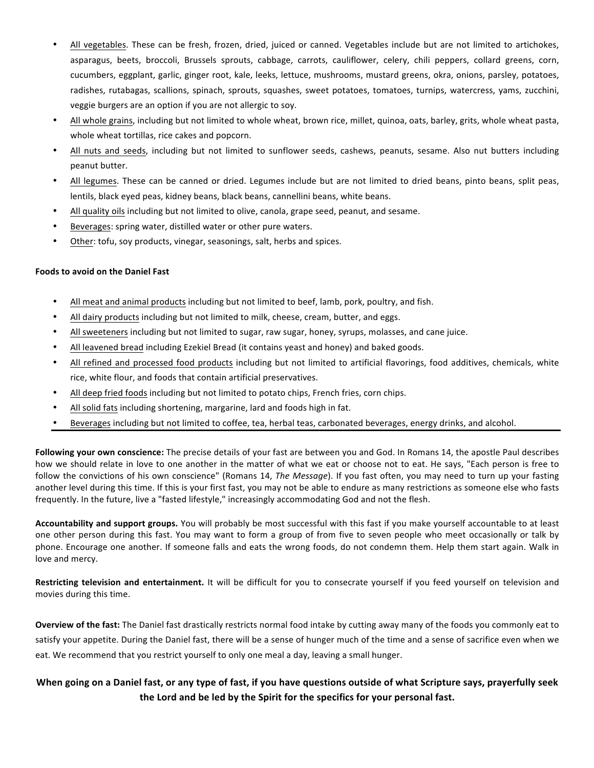- <u>All vegetables</u>. These can be fresh, frozen, dried, juiced or canned. Vegetables include but are not limited to artichokes, asparagus, beets, broccoli, Brussels sprouts, cabbage, carrots, cauliflower, celery, chili peppers, collard greens, corn, cucumbers, eggplant, garlic, ginger root, kale, leeks, lettuce, mushrooms, mustard greens, okra, onions, parsley, potatoes, radishes, rutabagas, scallions, spinach, sprouts, squashes, sweet potatoes, tomatoes, turnips, watercress, yams, zucchini, veggie burgers are an option if you are not allergic to soy.
- <u>All whole grains</u>, including but not limited to whole wheat, brown rice, millet, quinoa, oats, barley, grits, whole wheat pasta, whole wheat tortillas, rice cakes and popcorn.
- <u>All nuts and seeds</u>, including but not limited to sunflower seeds, cashews, peanuts, sesame. Also nut butters including peanut butter.
- <u>All legumes</u>. These can be canned or dried. Legumes include but are not limited to dried beans, pinto beans, split peas, lentils, black eyed peas, kidney beans, black beans, cannellini beans, white beans.
- <u>All quality oils</u> including but not limited to olive, canola, grape seed, peanut, and sesame.
- <u>Beverages</u>: spring water, distilled water or other pure waters.
- <u>Other</u>: tofu, soy products, vinegar, seasonings, salt, herbs and spices.

**Foods to avoid on the Daniel Fast**

- <u>All meat and animal products</u> including but not limited to beef, lamb, pork, poultry, and fish.
- <u>All dairy products</u> including but not limited to milk, cheese, cream, butter, and eggs.
- <u>All sweeteners</u> including but not limited to sugar, raw sugar, honey, syrups, molasses, and cane juice.
- <u>All leavened bread</u> including Ezekiel Bread (it contains yeast and honey) and baked goods.
- <u>All refined and processed food products</u> including but not limited to artificial flavorings, food additives, chemicals, white rice, white flour, and foods that contain artificial preservatives.
- <u>All deep fried foods</u> including but not limited to potato chips, French fries, corn chips.
- <u>All solid fats</u> including shortening, margarine, lard and foods high in fat.
- <u>Beverages</u> including but not limited to coffee, tea, herbal teas, carbonated beverages, energy drinks, and alcohol.

---

**Following your own conscience:** The precise details of your fast are between you and God. In Romans 14, the apostle Paul describes how we should relate in love to one another in the matter of what we eat or choose not to eat. He says, "Each person is free to follow the convictions of his own conscience" (Romans 14, *The Message*). If you fast often, you may need to turn up your fasting another level during this time. If this is your first fast, you may not be able to endure as many restrictions as someone else who fasts frequently. In the future, live a "fasted lifestyle," increasingly accommodating God and not the flesh.

**Accountability and support groups.** You will probably be most successful with this fast if you make yourself accountable to at least one other person during this fast. You may want to form a group of from five to seven people who meet occasionally or talk by phone. Encourage one another. If someone falls and eats the wrong foods, do not condemn them. Help them start again. Walk in love and mercy.

**Restricting television and entertainment.** It will be difficult for you to consecrate yourself if you feed yourself on television and movies during this time.

**Overview of the fast:** The Daniel fast drastically restricts normal food intake by cutting away many of the foods you commonly eat to satisfy your appetite. During the Daniel fast, there will be a sense of hunger much of the time and a sense of sacrifice even when we eat. We recommend that you restrict yourself to only one meal a day, leaving a small hunger.

**When going on a Daniel fast, or any type of fast, if you have questions outside of what Scripture says, prayerfully seek the Lord and be led by the Spirit for the specifics for your personal fast.**